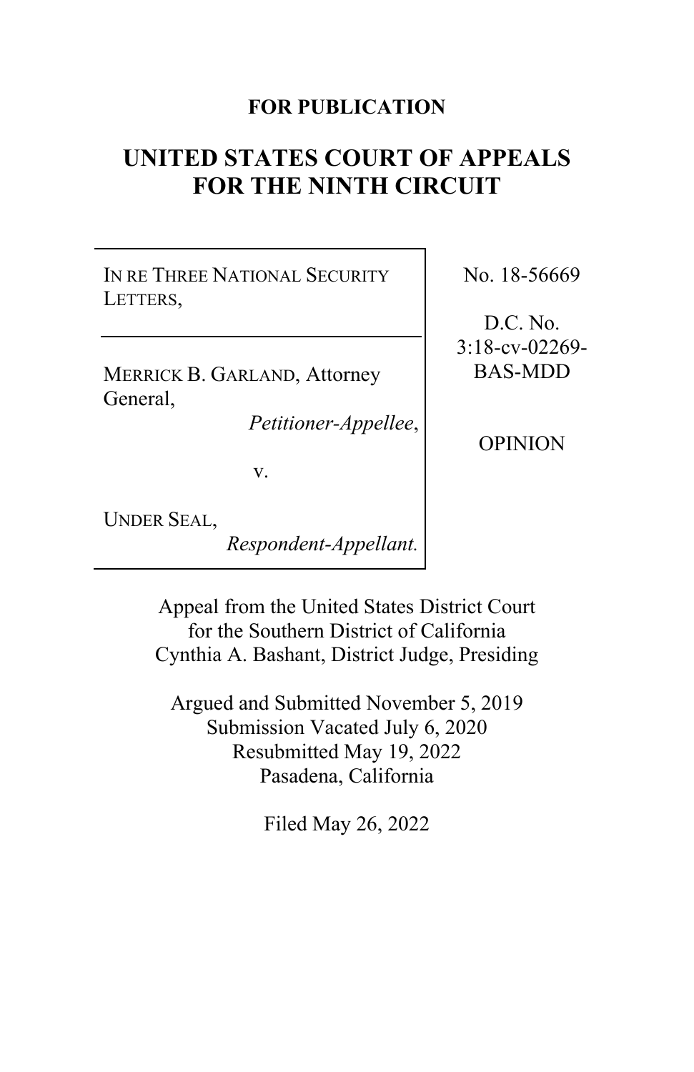**FOR PUBLICATION**

# UNITED STATES COURT OF APPEALS FOR THE NINTH CIRCUIT

| | |
|---|---|
| IN RE THREE NATIONAL SECURITY LETTERS, | No. 18-56669 |
| MERRICK B. GARLAND, Attorney General, *Petitioner-Appellee*, v. UNDER SEAL, *Respondent-Appellant.* | D.C. No. 3:18-cv-02269-BAS-MDD<br><br>OPINION |

Appeal from the United States District Court for the Southern District of California
Cynthia A. Bashant, District Judge, Presiding

Argued and Submitted November 5, 2019
Submission Vacated July 6, 2020
Resubmitted May 19, 2022
Pasadena, California

Filed May 26, 2022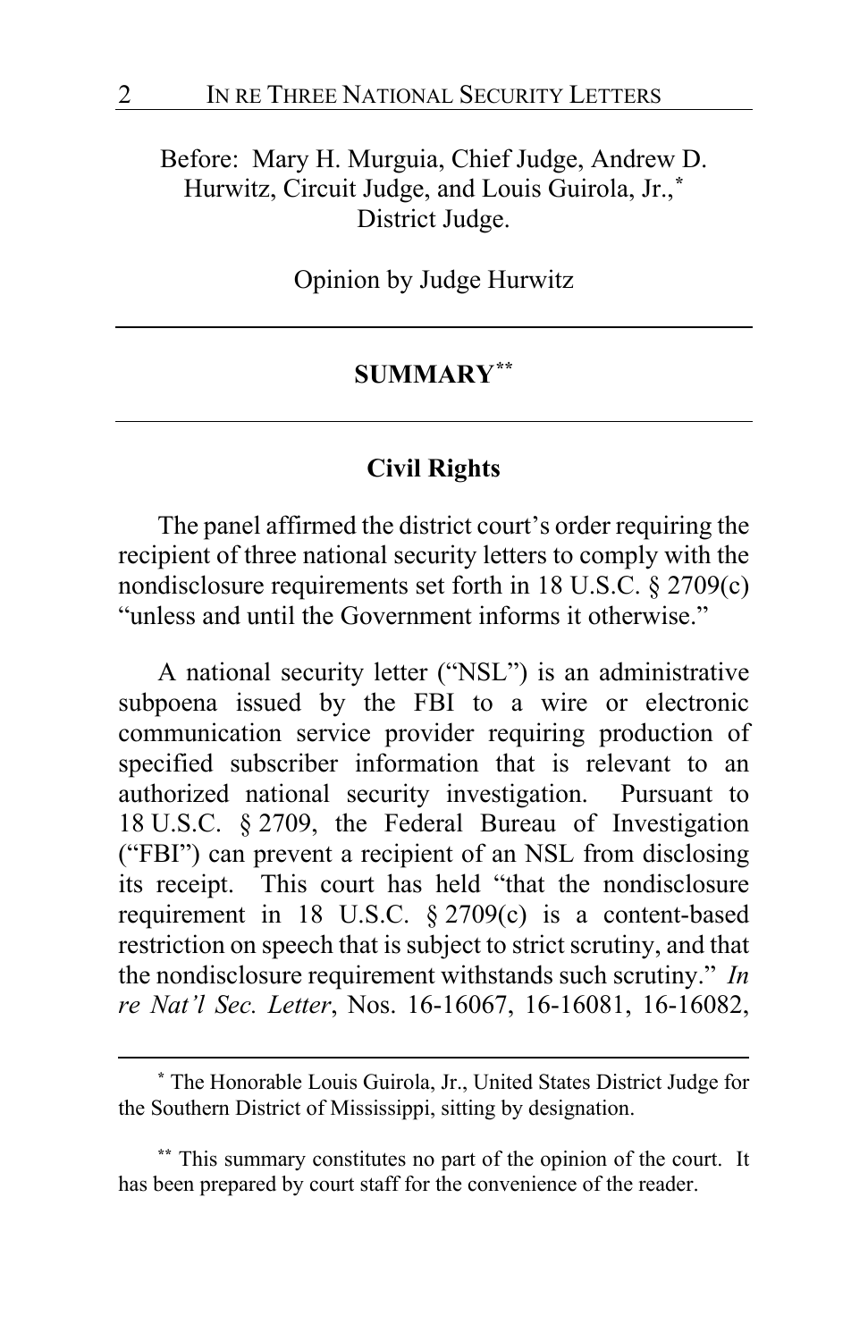Before: Mary H. Murguia, Chief Judge, Andrew D. Hurwitz, Circuit Judge, and Louis Guirola, Jr.,[*] District Judge.

Opinion by Judge Hurwitz

---

## SUMMARY[**]

---

### Civil Rights

The panel affirmed the district court's order requiring the recipient of three national security letters to comply with the nondisclosure requirements set forth in 18 U.S.C. § 2709(c) "unless and until the Government informs it otherwise."

A national security letter ("NSL") is an administrative subpoena issued by the FBI to a wire or electronic communication service provider requiring production of specified subscriber information that is relevant to an authorized national security investigation. Pursuant to 18 U.S.C. § 2709, the Federal Bureau of Investigation ("FBI") can prevent a recipient of an NSL from disclosing its receipt. This court has held "that the nondisclosure requirement in 18 U.S.C. § 2709(c) is a content-based restriction on speech that is subject to strict scrutiny, and that the nondisclosure requirement withstands such scrutiny." *In re Nat'l Sec. Letter*, Nos. 16-16067, 16-16081, 16-16082,

---

[*] The Honorable Louis Guirola, Jr., United States District Judge for the Southern District of Mississippi, sitting by designation.

[**] This summary constitutes no part of the opinion of the court. It has been prepared by court staff for the convenience of the reader.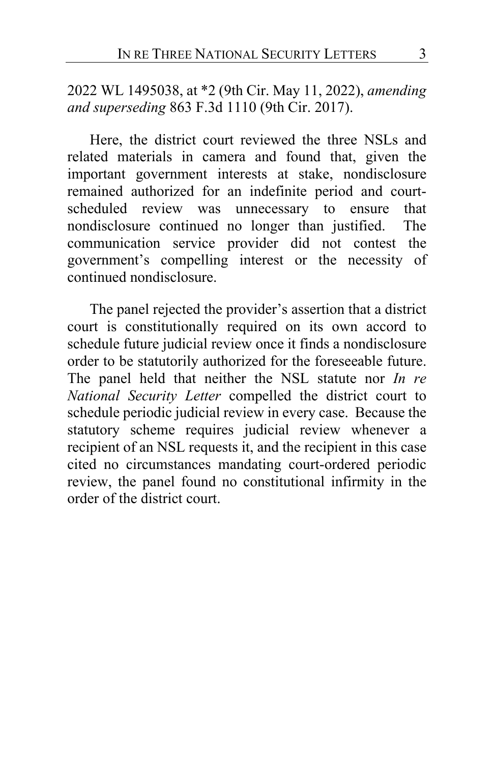2022 WL 1495038, at *2 (9th Cir. May 11, 2022), *amending and superseding* 863 F.3d 1110 (9th Cir. 2017).

Here, the district court reviewed the three NSLs and related materials in camera and found that, given the important government interests at stake, nondisclosure remained authorized for an indefinite period and court-scheduled review was unnecessary to ensure that nondisclosure continued no longer than justified. The communication service provider did not contest the government's compelling interest or the necessity of continued nondisclosure.

The panel rejected the provider's assertion that a district court is constitutionally required on its own accord to schedule future judicial review once it finds a nondisclosure order to be statutorily authorized for the foreseeable future. The panel held that neither the NSL statute nor *In re National Security Letter* compelled the district court to schedule periodic judicial review in every case. Because the statutory scheme requires judicial review whenever a recipient of an NSL requests it, and the recipient in this case cited no circumstances mandating court-ordered periodic review, the panel found no constitutional infirmity in the order of the district court.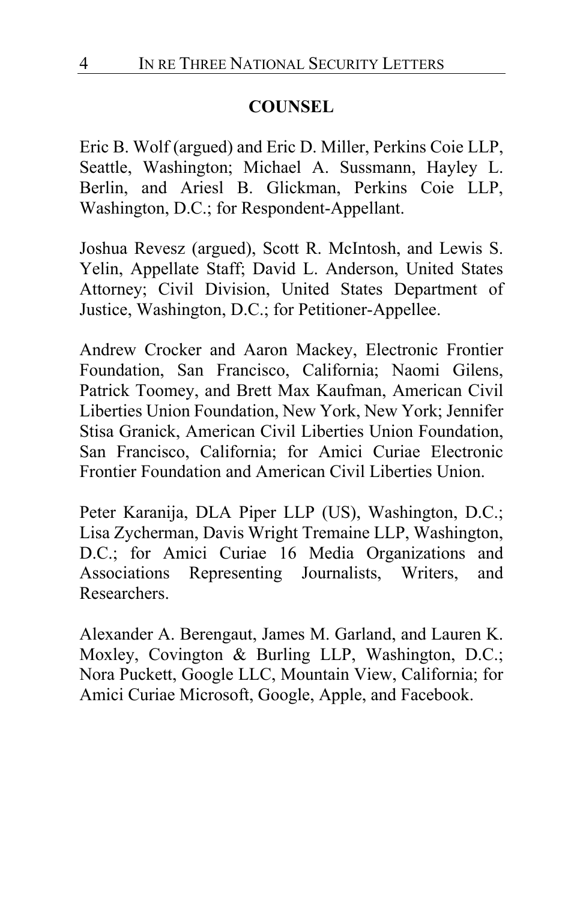**COUNSEL**

Eric B. Wolf (argued) and Eric D. Miller, Perkins Coie LLP, Seattle, Washington; Michael A. Sussmann, Hayley L. Berlin, and Ariesl B. Glickman, Perkins Coie LLP, Washington, D.C.; for Respondent-Appellant.

Joshua Revesz (argued), Scott R. McIntosh, and Lewis S. Yelin, Appellate Staff; David L. Anderson, United States Attorney; Civil Division, United States Department of Justice, Washington, D.C.; for Petitioner-Appellee.

Andrew Crocker and Aaron Mackey, Electronic Frontier Foundation, San Francisco, California; Naomi Gilens, Patrick Toomey, and Brett Max Kaufman, American Civil Liberties Union Foundation, New York, New York; Jennifer Stisa Granick, American Civil Liberties Union Foundation, San Francisco, California; for Amici Curiae Electronic Frontier Foundation and American Civil Liberties Union.

Peter Karanija, DLA Piper LLP (US), Washington, D.C.; Lisa Zycherman, Davis Wright Tremaine LLP, Washington, D.C.; for Amici Curiae 16 Media Organizations and Associations Representing Journalists, Writers, and Researchers.

Alexander A. Berengaut, James M. Garland, and Lauren K. Moxley, Covington & Burling LLP, Washington, D.C.; Nora Puckett, Google LLC, Mountain View, California; for Amici Curiae Microsoft, Google, Apple, and Facebook.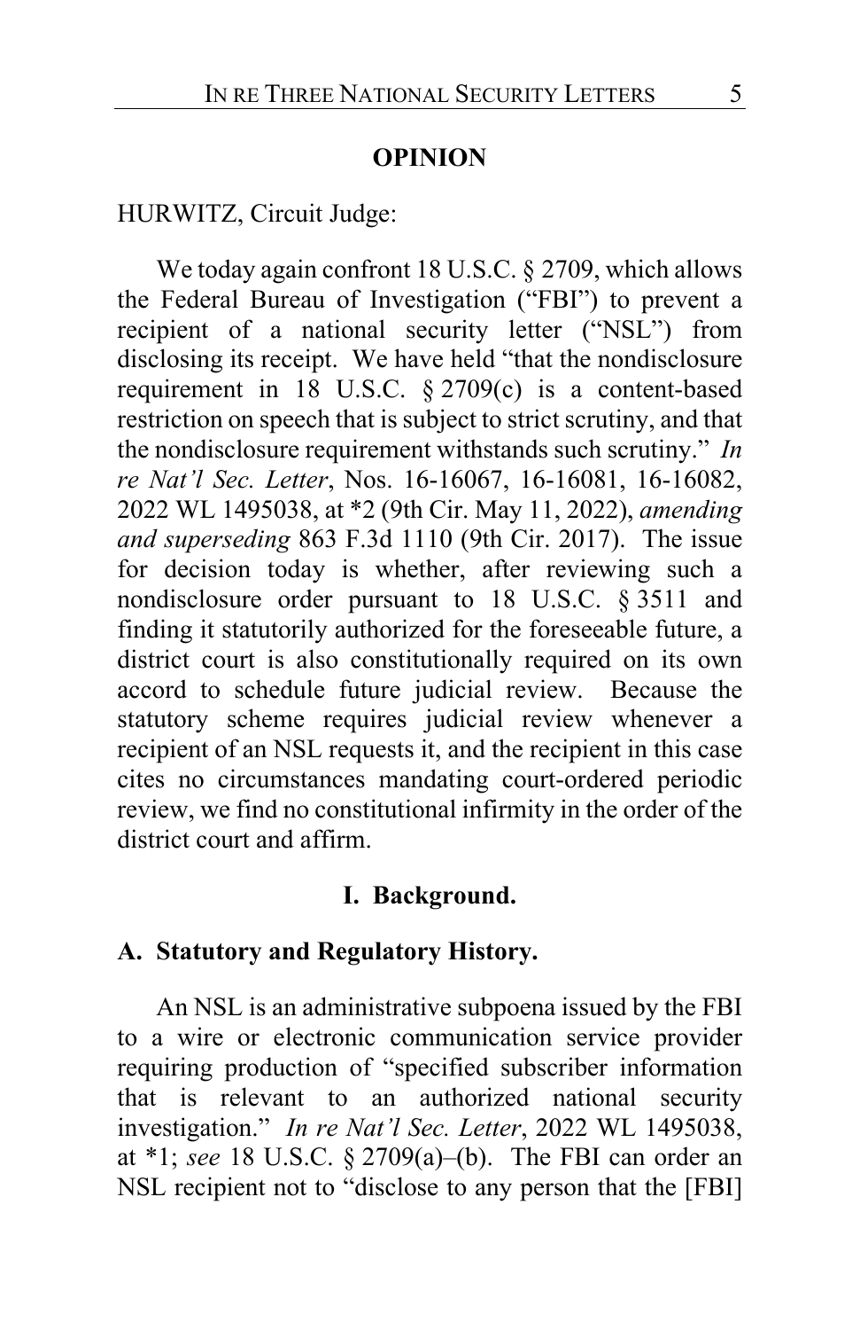## OPINION

HURWITZ, Circuit Judge:

We today again confront 18 U.S.C. § 2709, which allows the Federal Bureau of Investigation ("FBI") to prevent a recipient of a national security letter ("NSL") from disclosing its receipt. We have held "that the nondisclosure requirement in 18 U.S.C. § 2709(c) is a content-based restriction on speech that is subject to strict scrutiny, and that the nondisclosure requirement withstands such scrutiny." *In re Nat'l Sec. Letter*, Nos. 16-16067, 16-16081, 16-16082, 2022 WL 1495038, at *2 (9th Cir. May 11, 2022), *amending and superseding* 863 F.3d 1110 (9th Cir. 2017). The issue for decision today is whether, after reviewing such a nondisclosure order pursuant to 18 U.S.C. § 3511 and finding it statutorily authorized for the foreseeable future, a district court is also constitutionally required on its own accord to schedule future judicial review. Because the statutory scheme requires judicial review whenever a recipient of an NSL requests it, and the recipient in this case cites no circumstances mandating court-ordered periodic review, we find no constitutional infirmity in the order of the district court and affirm.

## I. Background.

### A. Statutory and Regulatory History.

An NSL is an administrative subpoena issued by the FBI to a wire or electronic communication service provider requiring production of "specified subscriber information that is relevant to an authorized national security investigation." *In re Nat'l Sec. Letter*, 2022 WL 1495038, at *1; *see* 18 U.S.C. § 2709(a)–(b). The FBI can order an NSL recipient not to "disclose to any person that the [FBI]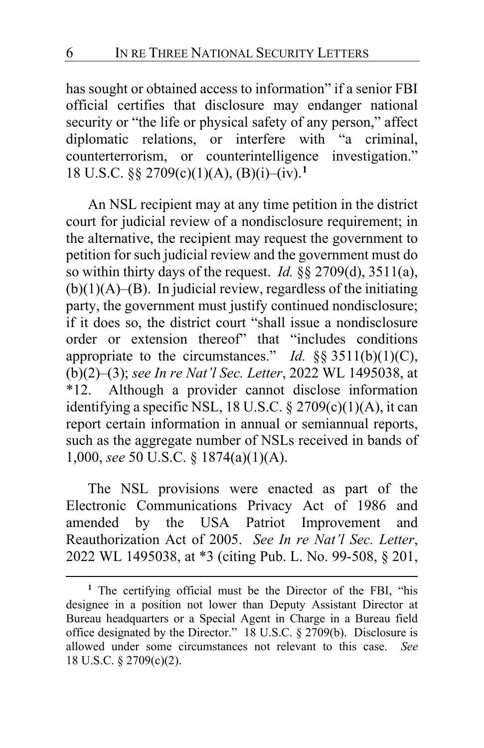has sought or obtained access to information" if a senior FBI official certifies that disclosure may endanger national security or "the life or physical safety of any person," affect diplomatic relations, or interfere with "a criminal, counterterrorism, or counterintelligence investigation." 18 U.S.C. §§ 2709(c)(1)(A), (B)(i)–(iv).[1]

An NSL recipient may at any time petition in the district court for judicial review of a nondisclosure requirement; in the alternative, the recipient may request the government to petition for such judicial review and the government must do so within thirty days of the request. *Id.* §§ 2709(d), 3511(a), (b)(1)(A)–(B). In judicial review, regardless of the initiating party, the government must justify continued nondisclosure; if it does so, the district court "shall issue a nondisclosure order or extension thereof" that "includes conditions appropriate to the circumstances." *Id.* §§ 3511(b)(1)(C), (b)(2)–(3); *see In re Nat'l Sec. Letter*, 2022 WL 1495038, at *12. Although a provider cannot disclose information identifying a specific NSL, 18 U.S.C. § 2709(c)(1)(A), it can report certain information in annual or semiannual reports, such as the aggregate number of NSLs received in bands of 1,000, *see* 50 U.S.C. § 1874(a)(1)(A).

The NSL provisions were enacted as part of the Electronic Communications Privacy Act of 1986 and amended by the USA Patriot Improvement and Reauthorization Act of 2005. *See In re Nat'l Sec. Letter*, 2022 WL 1495038, at *3 (citing Pub. L. No. 99-508, § 201,

---

[1] The certifying official must be the Director of the FBI, "his designee in a position not lower than Deputy Assistant Director at Bureau headquarters or a Special Agent in Charge in a Bureau field office designated by the Director." 18 U.S.C. § 2709(b). Disclosure is allowed under some circumstances not relevant to this case. *See* 18 U.S.C. § 2709(c)(2).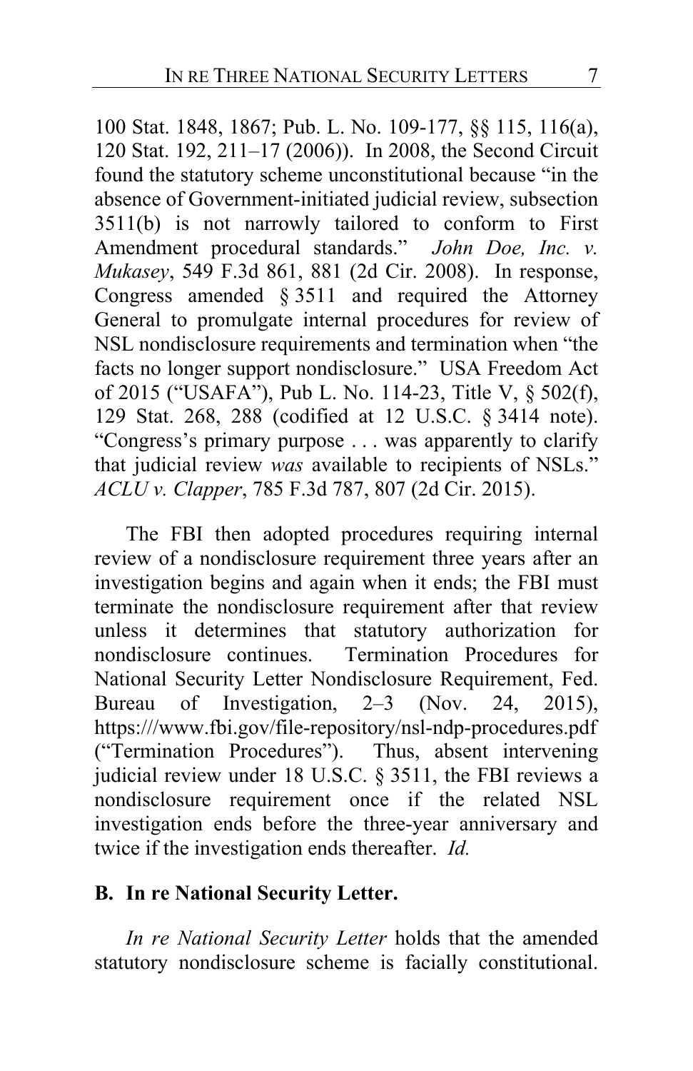100 Stat. 1848, 1867; Pub. L. No. 109-177, §§ 115, 116(a), 120 Stat. 192, 211–17 (2006)). In 2008, the Second Circuit found the statutory scheme unconstitutional because "in the absence of Government-initiated judicial review, subsection 3511(b) is not narrowly tailored to conform to First Amendment procedural standards." *John Doe, Inc. v. Mukasey*, 549 F.3d 861, 881 (2d Cir. 2008). In response, Congress amended § 3511 and required the Attorney General to promulgate internal procedures for review of NSL nondisclosure requirements and termination when "the facts no longer support nondisclosure." USA Freedom Act of 2015 ("USAFA"), Pub L. No. 114-23, Title V, § 502(f), 129 Stat. 268, 288 (codified at 12 U.S.C. § 3414 note). "Congress's primary purpose . . . was apparently to clarify that judicial review *was* available to recipients of NSLs." *ACLU v. Clapper*, 785 F.3d 787, 807 (2d Cir. 2015).

The FBI then adopted procedures requiring internal review of a nondisclosure requirement three years after an investigation begins and again when it ends; the FBI must terminate the nondisclosure requirement after that review unless it determines that statutory authorization for nondisclosure continues. Termination Procedures for National Security Letter Nondisclosure Requirement, Fed. Bureau of Investigation, 2–3 (Nov. 24, 2015), https:///www.fbi.gov/file-repository/nsl-ndp-procedures.pdf ("Termination Procedures"). Thus, absent intervening judicial review under 18 U.S.C. § 3511, the FBI reviews a nondisclosure requirement once if the related NSL investigation ends before the three-year anniversary and twice if the investigation ends thereafter. *Id.*

**B. In re National Security Letter.**

*In re National Security Letter* holds that the amended statutory nondisclosure scheme is facially constitutional.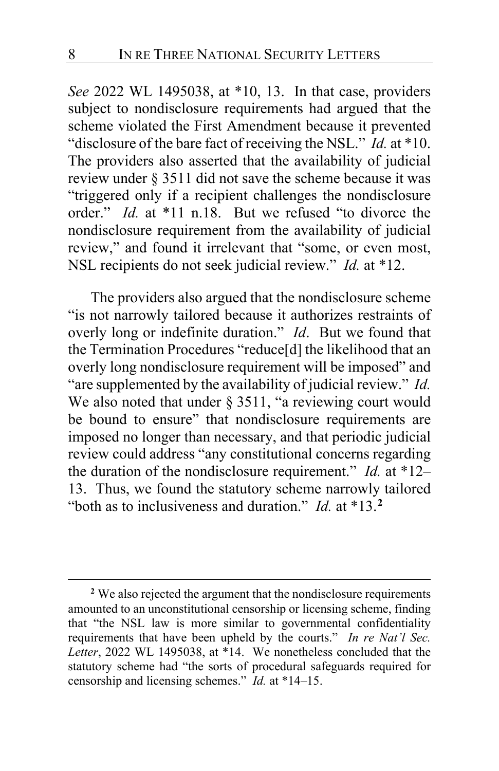*See* 2022 WL 1495038, at *10, 13. In that case, providers subject to nondisclosure requirements had argued that the scheme violated the First Amendment because it prevented "disclosure of the bare fact of receiving the NSL." *Id.* at *10. The providers also asserted that the availability of judicial review under § 3511 did not save the scheme because it was "triggered only if a recipient challenges the nondisclosure order." *Id.* at *11 n.18. But we refused "to divorce the nondisclosure requirement from the availability of judicial review," and found it irrelevant that "some, or even most, NSL recipients do not seek judicial review." *Id.* at *12.

The providers also argued that the nondisclosure scheme "is not narrowly tailored because it authorizes restraints of overly long or indefinite duration." *Id*. But we found that the Termination Procedures "reduce[d] the likelihood that an overly long nondisclosure requirement will be imposed" and "are supplemented by the availability of judicial review." *Id.* We also noted that under § 3511, "a reviewing court would be bound to ensure" that nondisclosure requirements are imposed no longer than necessary, and that periodic judicial review could address "any constitutional concerns regarding the duration of the nondisclosure requirement." *Id.* at *12–13. Thus, we found the statutory scheme narrowly tailored "both as to inclusiveness and duration." *Id.* at *13.[2]

[2] We also rejected the argument that the nondisclosure requirements amounted to an unconstitutional censorship or licensing scheme, finding that "the NSL law is more similar to governmental confidentiality requirements that have been upheld by the courts." *In re Nat'l Sec. Letter*, 2022 WL 1495038, at *14. We nonetheless concluded that the statutory scheme had "the sorts of procedural safeguards required for censorship and licensing schemes." *Id.* at *14–15.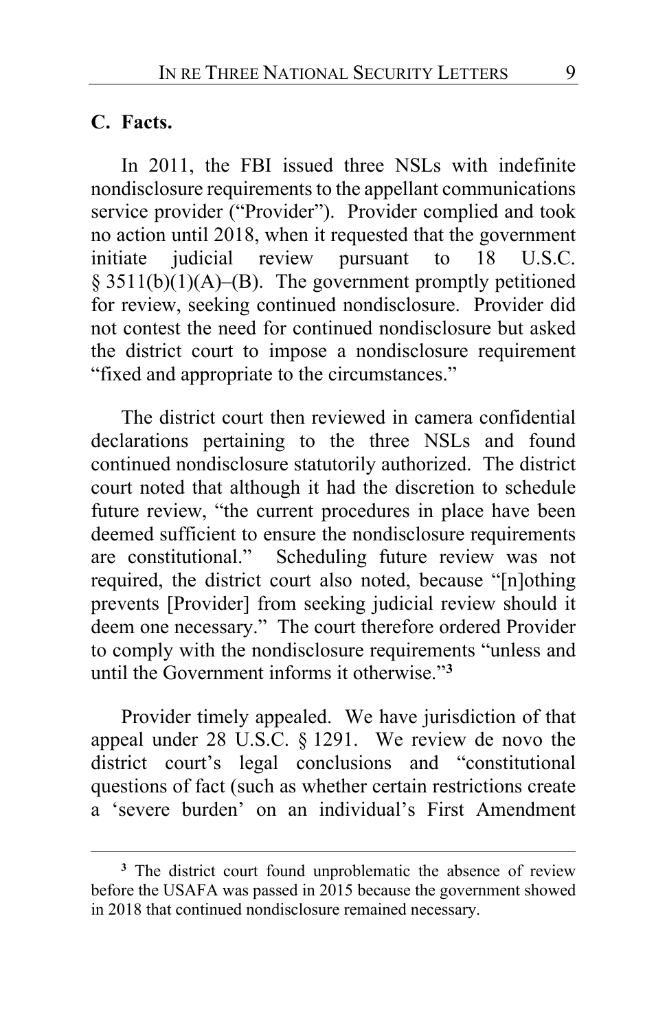### C. Facts.

In 2011, the FBI issued three NSLs with indefinite nondisclosure requirements to the appellant communications service provider ("Provider"). Provider complied and took no action until 2018, when it requested that the government initiate judicial review pursuant to 18 U.S.C. § 3511(b)(1)(A)–(B). The government promptly petitioned for review, seeking continued nondisclosure. Provider did not contest the need for continued nondisclosure but asked the district court to impose a nondisclosure requirement "fixed and appropriate to the circumstances."

The district court then reviewed in camera confidential declarations pertaining to the three NSLs and found continued nondisclosure statutorily authorized. The district court noted that although it had the discretion to schedule future review, "the current procedures in place have been deemed sufficient to ensure the nondisclosure requirements are constitutional." Scheduling future review was not required, the district court also noted, because "[n]othing prevents [Provider] from seeking judicial review should it deem one necessary." The court therefore ordered Provider to comply with the nondisclosure requirements "unless and until the Government informs it otherwise."[3]

Provider timely appealed. We have jurisdiction of that appeal under 28 U.S.C. § 1291. We review de novo the district court's legal conclusions and "constitutional questions of fact (such as whether certain restrictions create a 'severe burden' on an individual's First Amendment

---

[3] The district court found unproblematic the absence of review before the USAFA was passed in 2015 because the government showed in 2018 that continued nondisclosure remained necessary.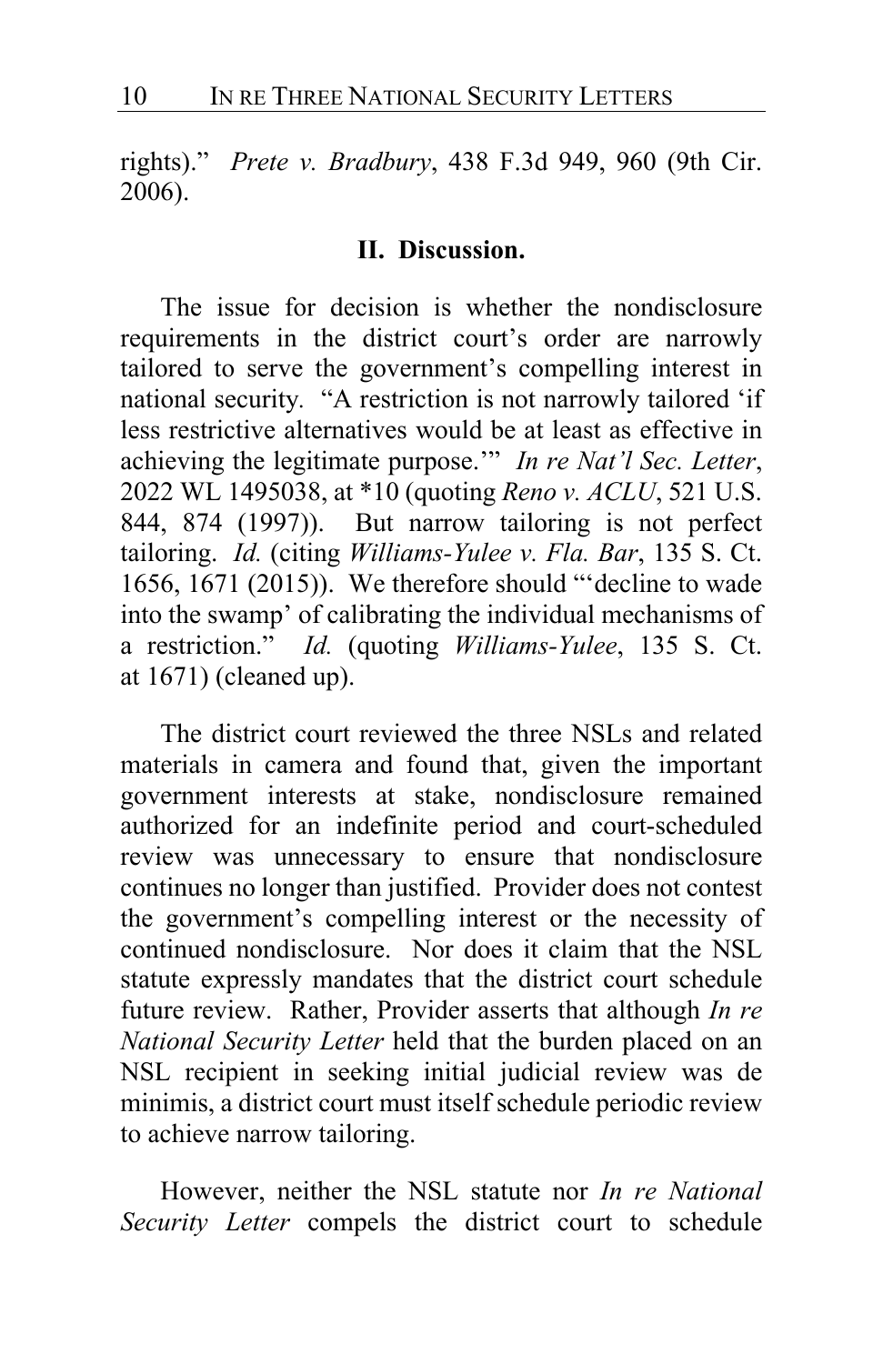rights)." *Prete v. Bradbury*, 438 F.3d 949, 960 (9th Cir. 2006).

## II. Discussion.

The issue for decision is whether the nondisclosure requirements in the district court's order are narrowly tailored to serve the government's compelling interest in national security. "A restriction is not narrowly tailored 'if less restrictive alternatives would be at least as effective in achieving the legitimate purpose.'" *In re Nat'l Sec. Letter*, 2022 WL 1495038, at *10 (quoting *Reno v. ACLU*, 521 U.S. 844, 874 (1997)). But narrow tailoring is not perfect tailoring. *Id.* (citing *Williams-Yulee v. Fla. Bar*, 135 S. Ct. 1656, 1671 (2015)). We therefore should "'decline to wade into the swamp' of calibrating the individual mechanisms of a restriction." *Id.* (quoting *Williams-Yulee*, 135 S. Ct. at 1671) (cleaned up).

The district court reviewed the three NSLs and related materials in camera and found that, given the important government interests at stake, nondisclosure remained authorized for an indefinite period and court-scheduled review was unnecessary to ensure that nondisclosure continues no longer than justified. Provider does not contest the government's compelling interest or the necessity of continued nondisclosure. Nor does it claim that the NSL statute expressly mandates that the district court schedule future review. Rather, Provider asserts that although *In re National Security Letter* held that the burden placed on an NSL recipient in seeking initial judicial review was de minimis, a district court must itself schedule periodic review to achieve narrow tailoring.

However, neither the NSL statute nor *In re National Security Letter* compels the district court to schedule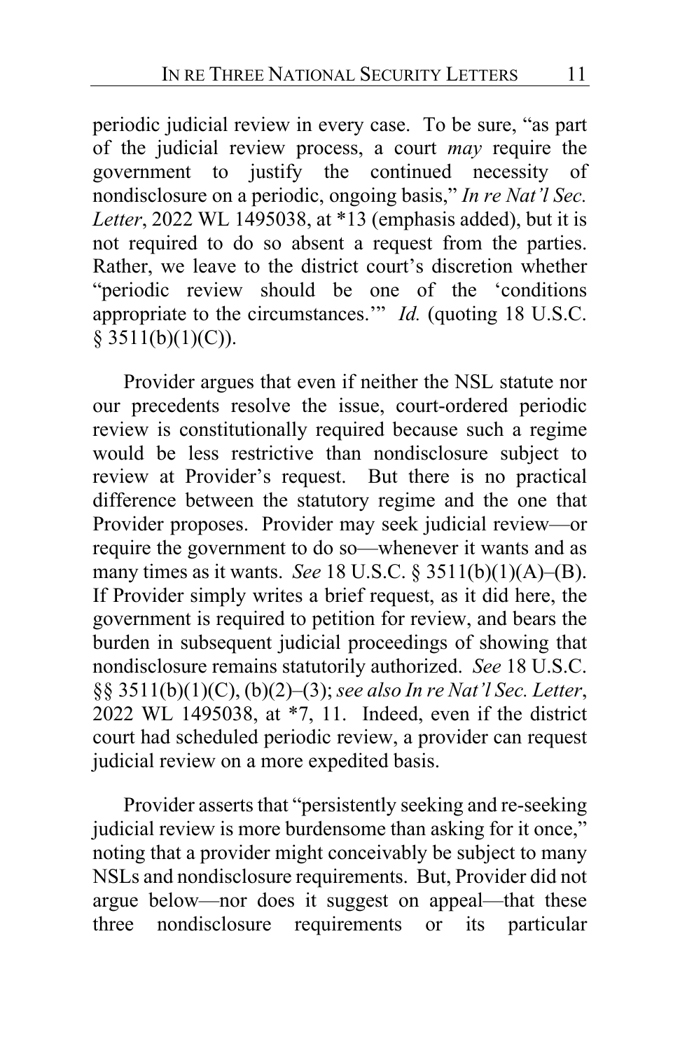periodic judicial review in every case. To be sure, "as part of the judicial review process, a court *may* require the government to justify the continued necessity of nondisclosure on a periodic, ongoing basis," *In re Nat'l Sec. Letter*, 2022 WL 1495038, at *13 (emphasis added), but it is not required to do so absent a request from the parties. Rather, we leave to the district court's discretion whether "periodic review should be one of the 'conditions appropriate to the circumstances.'" *Id.* (quoting 18 U.S.C. § 3511(b)(1)(C)).

Provider argues that even if neither the NSL statute nor our precedents resolve the issue, court-ordered periodic review is constitutionally required because such a regime would be less restrictive than nondisclosure subject to review at Provider's request. But there is no practical difference between the statutory regime and the one that Provider proposes. Provider may seek judicial review—or require the government to do so—whenever it wants and as many times as it wants. *See* 18 U.S.C. § 3511(b)(1)(A)–(B). If Provider simply writes a brief request, as it did here, the government is required to petition for review, and bears the burden in subsequent judicial proceedings of showing that nondisclosure remains statutorily authorized. *See* 18 U.S.C. §§ 3511(b)(1)(C), (b)(2)–(3); *see also In re Nat'l Sec. Letter*, 2022 WL 1495038, at *7, 11. Indeed, even if the district court had scheduled periodic review, a provider can request judicial review on a more expedited basis.

Provider asserts that "persistently seeking and re-seeking judicial review is more burdensome than asking for it once," noting that a provider might conceivably be subject to many NSLs and nondisclosure requirements. But, Provider did not argue below—nor does it suggest on appeal—that these three nondisclosure requirements or its particular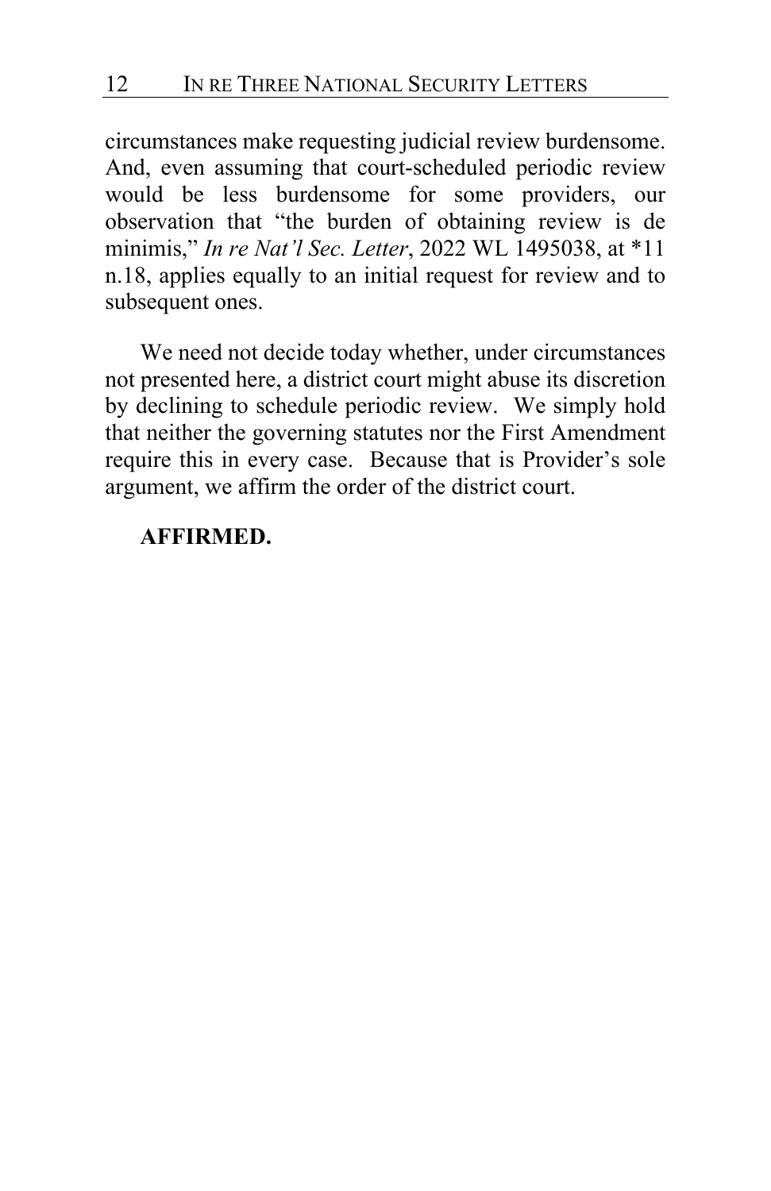circumstances make requesting judicial review burdensome. And, even assuming that court-scheduled periodic review would be less burdensome for some providers, our observation that "the burden of obtaining review is de minimis," *In re Nat'l Sec. Letter*, 2022 WL 1495038, at *11 n.18, applies equally to an initial request for review and to subsequent ones.

We need not decide today whether, under circumstances not presented here, a district court might abuse its discretion by declining to schedule periodic review. We simply hold that neither the governing statutes nor the First Amendment require this in every case. Because that is Provider's sole argument, we affirm the order of the district court.

**AFFIRMED.**